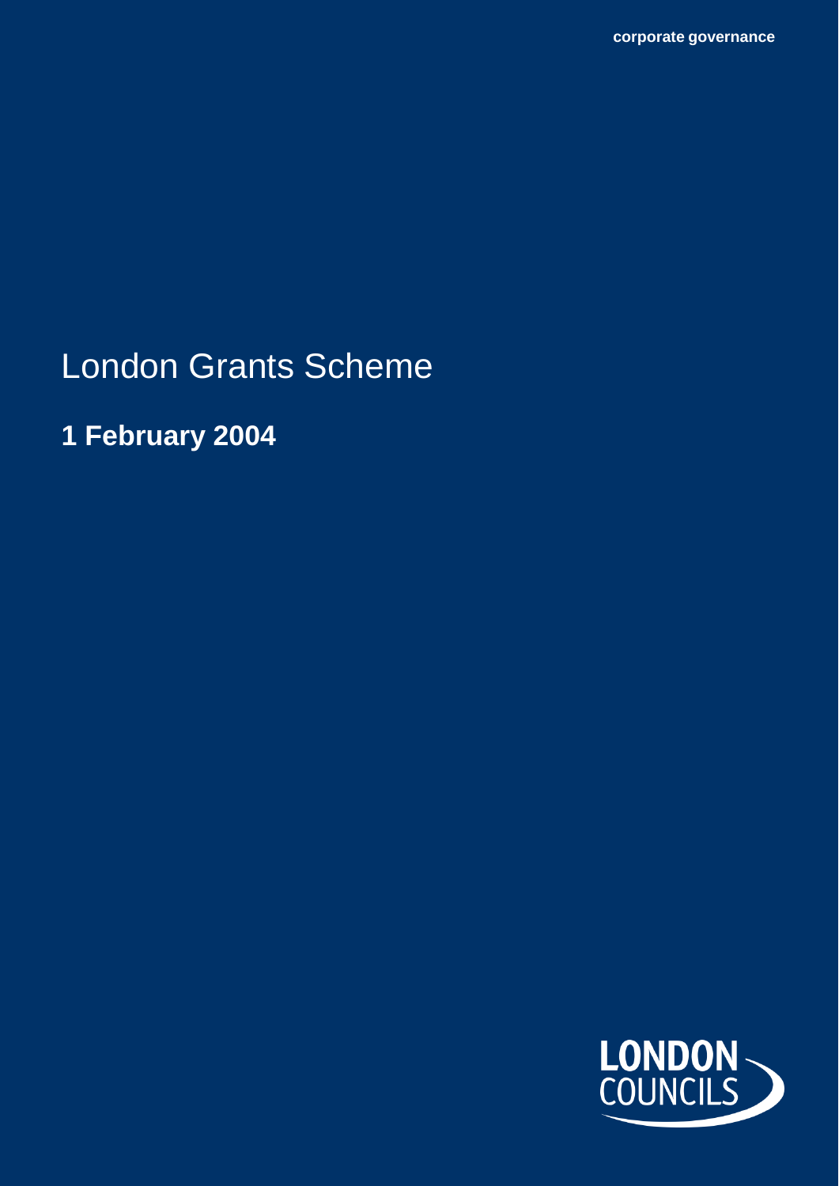corporate governance

# London Grants Scheme

**1 February 2004**

LONDON COUNCILS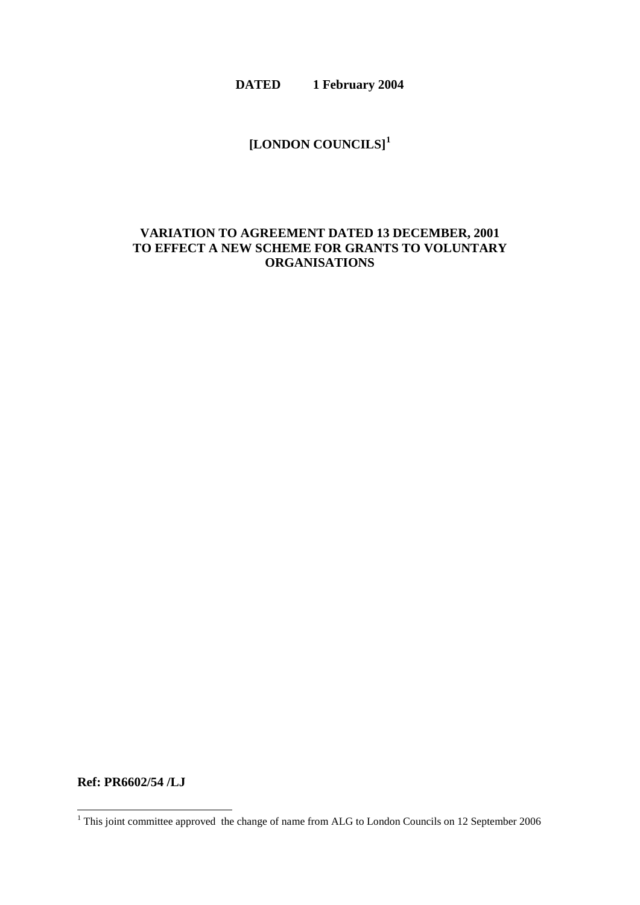**DATED 1 February 2004**

**[LONDON COUNCILS][1]**

**VARIATION TO AGREEMENT DATED 13 DECEMBER, 2001 TO EFFECT A NEW SCHEME FOR GRANTS TO VOLUNTARY ORGANISATIONS**

**Ref: PR6602/54 /LJ**

[1] This joint committee approved the change of name from ALG to London Councils on 12 September 2006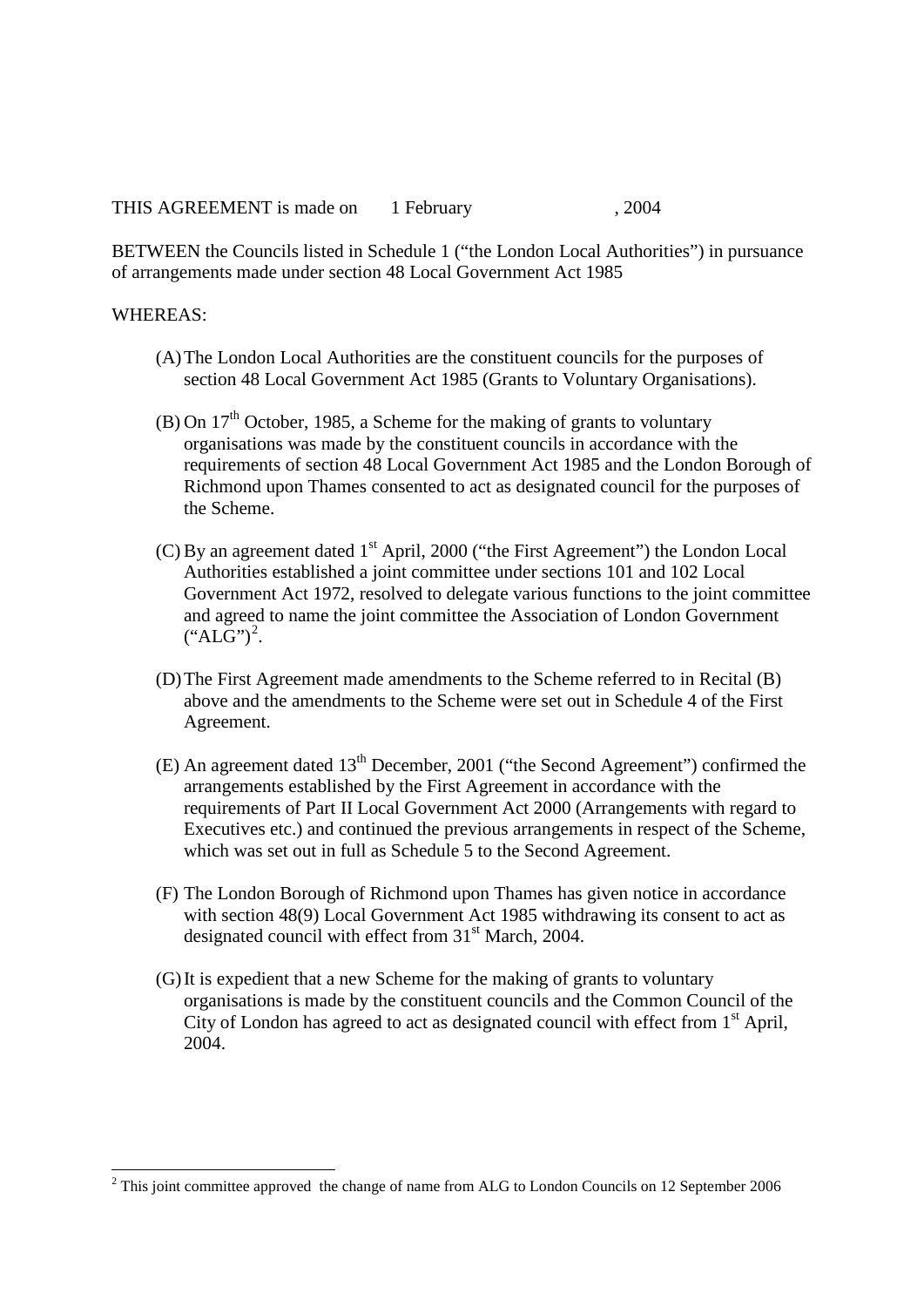THIS AGREEMENT is made on 1 February , 2004

BETWEEN the Councils listed in Schedule 1 ("the London Local Authorities") in pursuance of arrangements made under section 48 Local Government Act 1985

WHEREAS:

(A) The London Local Authorities are the constituent councils for the purposes of section 48 Local Government Act 1985 (Grants to Voluntary Organisations).

(B) On 17th October, 1985, a Scheme for the making of grants to voluntary organisations was made by the constituent councils in accordance with the requirements of section 48 Local Government Act 1985 and the London Borough of Richmond upon Thames consented to act as designated council for the purposes of the Scheme.

(C) By an agreement dated 1st April, 2000 ("the First Agreement") the London Local Authorities established a joint committee under sections 101 and 102 Local Government Act 1972, resolved to delegate various functions to the joint committee and agreed to name the joint committee the Association of London Government ("ALG")[2].

(D) The First Agreement made amendments to the Scheme referred to in Recital (B) above and the amendments to the Scheme were set out in Schedule 4 of the First Agreement.

(E) An agreement dated 13th December, 2001 ("the Second Agreement") confirmed the arrangements established by the First Agreement in accordance with the requirements of Part II Local Government Act 2000 (Arrangements with regard to Executives etc.) and continued the previous arrangements in respect of the Scheme, which was set out in full as Schedule 5 to the Second Agreement.

(F) The London Borough of Richmond upon Thames has given notice in accordance with section 48(9) Local Government Act 1985 withdrawing its consent to act as designated council with effect from 31st March, 2004.

(G) It is expedient that a new Scheme for the making of grants to voluntary organisations is made by the constituent councils and the Common Council of the City of London has agreed to act as designated council with effect from 1st April, 2004.

---

[2] This joint committee approved the change of name from ALG to London Councils on 12 September 2006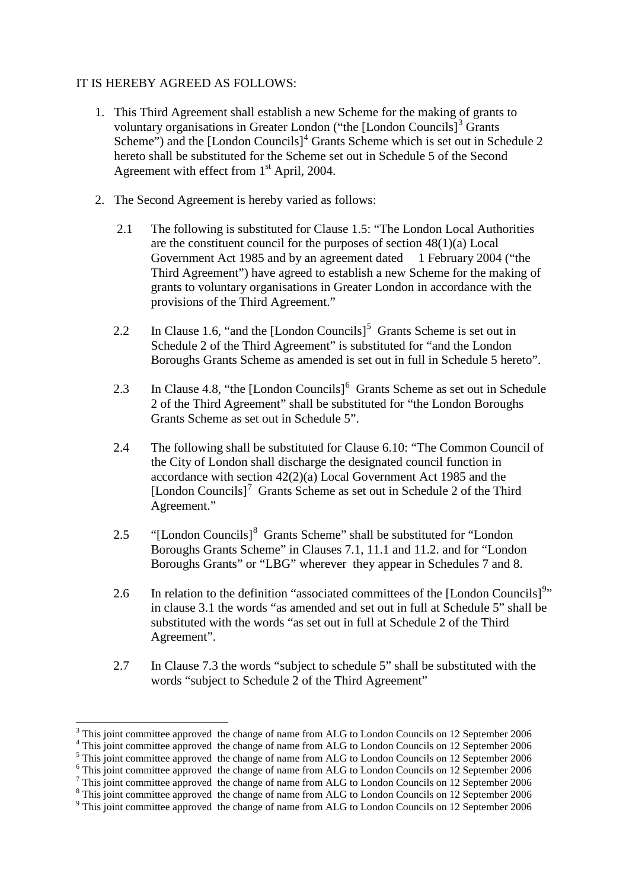IT IS HEREBY AGREED AS FOLLOWS:

1. This Third Agreement shall establish a new Scheme for the making of grants to voluntary organisations in Greater London ("the [London Councils][3] Grants Scheme") and the [London Councils][4] Grants Scheme which is set out in Schedule 2 hereto shall be substituted for the Scheme set out in Schedule 5 of the Second Agreement with effect from 1st April, 2004.

2. The Second Agreement is hereby varied as follows:

   2.1 The following is substituted for Clause 1.5: "The London Local Authorities are the constituent council for the purposes of section 48(1)(a) Local Government Act 1985 and by an agreement dated 1 February 2004 ("the Third Agreement") have agreed to establish a new Scheme for the making of grants to voluntary organisations in Greater London in accordance with the provisions of the Third Agreement."

   2.2 In Clause 1.6, "and the [London Councils][5] Grants Scheme is set out in Schedule 2 of the Third Agreement" is substituted for "and the London Boroughs Grants Scheme as amended is set out in full in Schedule 5 hereto".

   2.3 In Clause 4.8, "the [London Councils][6] Grants Scheme as set out in Schedule 2 of the Third Agreement" shall be substituted for "the London Boroughs Grants Scheme as set out in Schedule 5".

   2.4 The following shall be substituted for Clause 6.10: "The Common Council of the City of London shall discharge the designated council function in accordance with section 42(2)(a) Local Government Act 1985 and the [London Councils][7] Grants Scheme as set out in Schedule 2 of the Third Agreement."

   2.5 "[London Councils][8] Grants Scheme" shall be substituted for "London Boroughs Grants Scheme" in Clauses 7.1, 11.1 and 11.2. and for "London Boroughs Grants" or "LBG" wherever they appear in Schedules 7 and 8.

   2.6 In relation to the definition "associated committees of the [London Councils][9]" in clause 3.1 the words "as amended and set out in full at Schedule 5" shall be substituted with the words "as set out in full at Schedule 2 of the Third Agreement".

   2.7 In Clause 7.3 the words "subject to schedule 5" shall be substituted with the words "subject to Schedule 2 of the Third Agreement"

---

[3] This joint committee approved the change of name from ALG to London Councils on 12 September 2006
[4] This joint committee approved the change of name from ALG to London Councils on 12 September 2006
[5] This joint committee approved the change of name from ALG to London Councils on 12 September 2006
[6] This joint committee approved the change of name from ALG to London Councils on 12 September 2006
[7] This joint committee approved the change of name from ALG to London Councils on 12 September 2006
[8] This joint committee approved the change of name from ALG to London Councils on 12 September 2006
[9] This joint committee approved the change of name from ALG to London Councils on 12 September 2006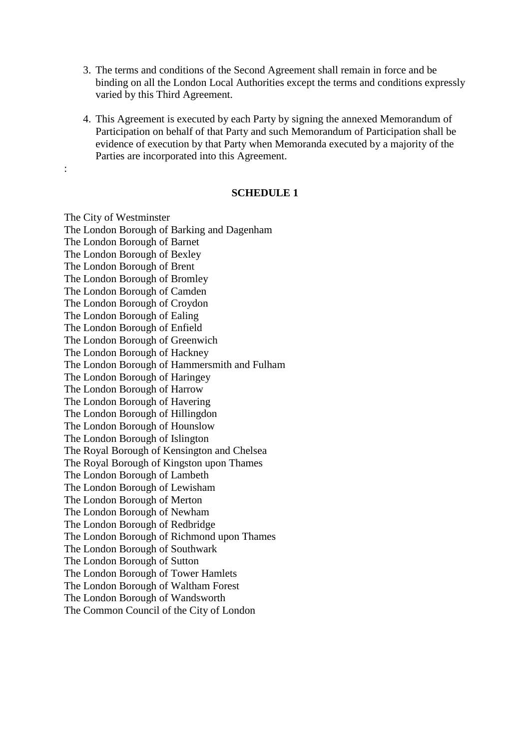3. The terms and conditions of the Second Agreement shall remain in force and be binding on all the London Local Authorities except the terms and conditions expressly varied by this Third Agreement.

4. This Agreement is executed by each Party by signing the annexed Memorandum of Participation on behalf of that Party and such Memorandum of Participation shall be evidence of execution by that Party when Memoranda executed by a majority of the Parties are incorporated into this Agreement.

:

## SCHEDULE 1

The City of Westminster
The London Borough of Barking and Dagenham
The London Borough of Barnet
The London Borough of Bexley
The London Borough of Brent
The London Borough of Bromley
The London Borough of Camden
The London Borough of Croydon
The London Borough of Ealing
The London Borough of Enfield
The London Borough of Greenwich
The London Borough of Hackney
The London Borough of Hammersmith and Fulham
The London Borough of Haringey
The London Borough of Harrow
The London Borough of Havering
The London Borough of Hillingdon
The London Borough of Hounslow
The London Borough of Islington
The Royal Borough of Kensington and Chelsea
The Royal Borough of Kingston upon Thames
The London Borough of Lambeth
The London Borough of Lewisham
The London Borough of Merton
The London Borough of Newham
The London Borough of Redbridge
The London Borough of Richmond upon Thames
The London Borough of Southwark
The London Borough of Sutton
The London Borough of Tower Hamlets
The London Borough of Waltham Forest
The London Borough of Wandsworth
The Common Council of the City of London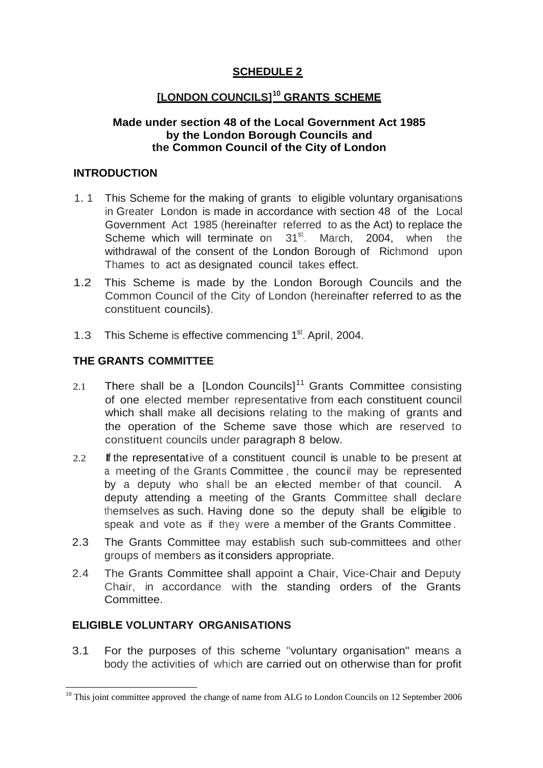## SCHEDULE 2

## [LONDON COUNCILS][10] GRANTS SCHEME

**Made under section 48 of the Local Government Act 1985 by the London Borough Councils and the Common Council of the City of London**

### INTRODUCTION

1.1 This Scheme for the making of grants to eligible voluntary organisations in Greater London is made in accordance with section 48 of the Local Government Act 1985 (hereinafter referred to as the Act) to replace the Scheme which will terminate on 31st. March, 2004, when the withdrawal of the consent of the London Borough of Richmond upon Thames to act as designated council takes effect.

1.2 This Scheme is made by the London Borough Councils and the Common Council of the City of London (hereinafter referred to as the constituent councils).

1.3 This Scheme is effective commencing 1st. April, 2004.

### THE GRANTS COMMITTEE

2.1 There shall be a [London Councils][11] Grants Committee consisting of one elected member representative from each constituent council which shall make all decisions relating to the making of grants and the operation of the Scheme save those which are reserved to constituent councils under paragraph 8 below.

2.2 If the representative of a constituent council is unable to be present at a meeting of the Grants Committee, the council may be represented by a deputy who shall be an elected member of that council. A deputy attending a meeting of the Grants Committee shall declare themselves as such. Having done so the deputy shall be eligible to speak and vote as if they were a member of the Grants Committee.

2.3 The Grants Committee may establish such sub-committees and other groups of members as it considers appropriate.

2.4 The Grants Committee shall appoint a Chair, Vice-Chair and Deputy Chair, in accordance with the standing orders of the Grants Committee.

### ELIGIBLE VOLUNTARY ORGANISATIONS

3.1 For the purposes of this scheme "voluntary organisation" means a body the activities of which are carried out on otherwise than for profit

[10] This joint committee approved the change of name from ALG to London Councils on 12 September 2006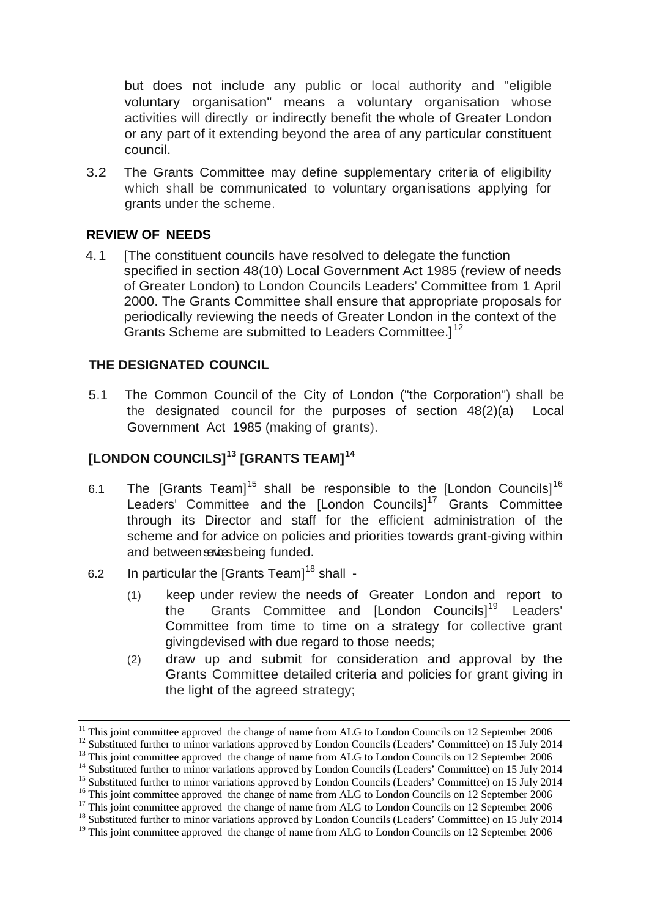but does not include any public or local authority and "eligible voluntary organisation" means a voluntary organisation whose activities will directly or indirectly benefit the whole of Greater London or any part of it extending beyond the area of any particular constituent council.

3.2 The Grants Committee may define supplementary criteria of eligibility which shall be communicated to voluntary organisations applying for grants under the scheme.

## REVIEW OF NEEDS

4.1 [The constituent councils have resolved to delegate the function specified in section 48(10) Local Government Act 1985 (review of needs of Greater London) to London Councils Leaders' Committee from 1 April 2000. The Grants Committee shall ensure that appropriate proposals for periodically reviewing the needs of Greater London in the context of the Grants Scheme are submitted to Leaders Committee.][12]

## THE DESIGNATED COUNCIL

5.1 The Common Council of the City of London ("the Corporation") shall be the designated council for the purposes of section 48(2)(a) Local Government Act 1985 (making of grants).

## [LONDON COUNCILS][13] [GRANTS TEAM][14]

6.1 The [Grants Team][15] shall be responsible to the [London Councils][16] Leaders' Committee and the [London Councils][17] Grants Committee through its Director and staff for the efficient administration of the scheme and for advice on policies and priorities towards grant-giving within and between services being funded.

6.2 In particular the [Grants Team][18] shall -

(1) keep under review the needs of Greater London and report to the Grants Committee and [London Councils][19] Leaders' Committee from time to time on a strategy for collective grant giving devised with due regard to those needs;

(2) draw up and submit for consideration and approval by the Grants Committee detailed criteria and policies for grant giving in the light of the agreed strategy;

---

[11] This joint committee approved the change of name from ALG to London Councils on 12 September 2006
[12] Substituted further to minor variations approved by London Councils (Leaders' Committee) on 15 July 2014
[13] This joint committee approved the change of name from ALG to London Councils on 12 September 2006
[14] Substituted further to minor variations approved by London Councils (Leaders' Committee) on 15 July 2014
[15] Substituted further to minor variations approved by London Councils (Leaders' Committee) on 15 July 2014
[16] This joint committee approved the change of name from ALG to London Councils on 12 September 2006
[17] This joint committee approved the change of name from ALG to London Councils on 12 September 2006
[18] Substituted further to minor variations approved by London Councils (Leaders' Committee) on 15 July 2014
[19] This joint committee approved the change of name from ALG to London Councils on 12 September 2006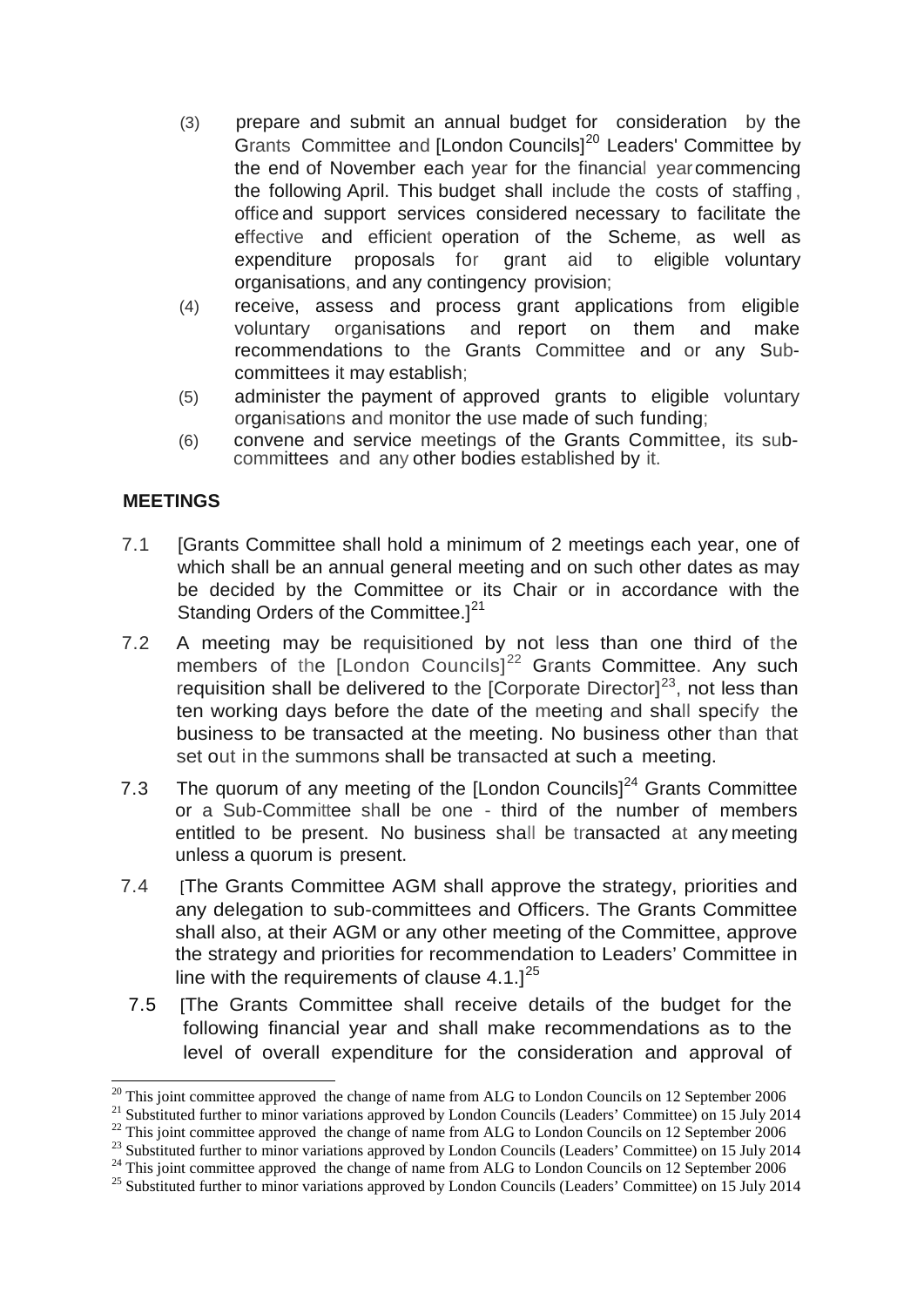(3) prepare and submit an annual budget for consideration by the Grants Committee and [London Councils][20] Leaders' Committee by the end of November each year for the financial year commencing the following April. This budget shall include the costs of staffing, office and support services considered necessary to facilitate the effective and efficient operation of the Scheme, as well as expenditure proposals for grant aid to eligible voluntary organisations, and any contingency provision;

(4) receive, assess and process grant applications from eligible voluntary organisations and report on them and make recommendations to the Grants Committee and or any Sub-committees it may establish;

(5) administer the payment of approved grants to eligible voluntary organisations and monitor the use made of such funding;

(6) convene and service meetings of the Grants Committee, its sub-committees and any other bodies established by it.

## MEETINGS

7.1 [Grants Committee shall hold a minimum of 2 meetings each year, one of which shall be an annual general meeting and on such other dates as may be decided by the Committee or its Chair or in accordance with the Standing Orders of the Committee.][21]

7.2 A meeting may be requisitioned by not less than one third of the members of the [London Councils][22] Grants Committee. Any such requisition shall be delivered to the [Corporate Director][23], not less than ten working days before the date of the meeting and shall specify the business to be transacted at the meeting. No business other than that set out in the summons shall be transacted at such a meeting.

7.3 The quorum of any meeting of the [London Councils][24] Grants Committee or a Sub-Committee shall be one - third of the number of members entitled to be present. No business shall be transacted at any meeting unless a quorum is present.

7.4 [The Grants Committee AGM shall approve the strategy, priorities and any delegation to sub-committees and Officers. The Grants Committee shall also, at their AGM or any other meeting of the Committee, approve the strategy and priorities for recommendation to Leaders' Committee in line with the requirements of clause 4.1.][25]

7.5 [The Grants Committee shall receive details of the budget for the following financial year and shall make recommendations as to the level of overall expenditure for the consideration and approval of

---

[20] This joint committee approved the change of name from ALG to London Councils on 12 September 2006

[21] Substituted further to minor variations approved by London Councils (Leaders' Committee) on 15 July 2014

[22] This joint committee approved the change of name from ALG to London Councils on 12 September 2006

[23] Substituted further to minor variations approved by London Councils (Leaders' Committee) on 15 July 2014

[24] This joint committee approved the change of name from ALG to London Councils on 12 September 2006

[25] Substituted further to minor variations approved by London Councils (Leaders' Committee) on 15 July 2014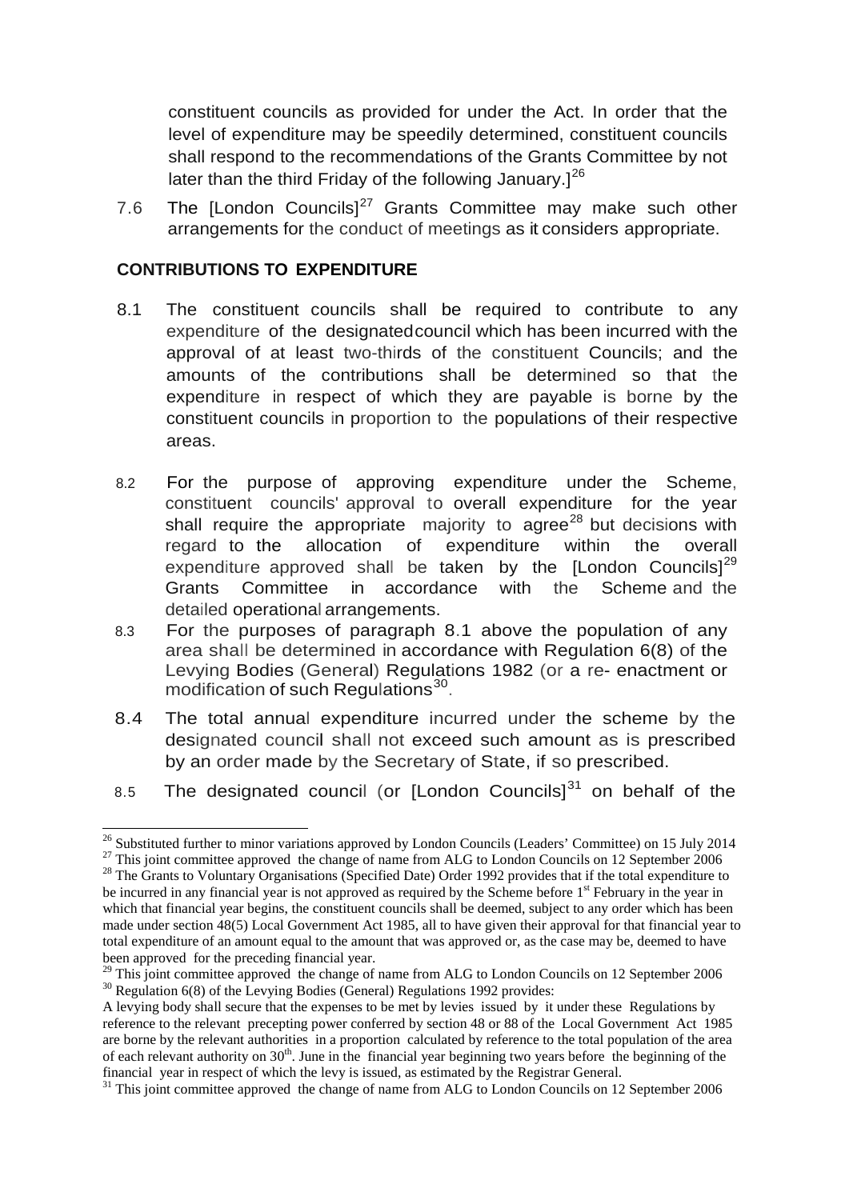constituent councils as provided for under the Act. In order that the level of expenditure may be speedily determined, constituent councils shall respond to the recommendations of the Grants Committee by not later than the third Friday of the following January.][26]

7.6 The [London Councils][27] Grants Committee may make such other arrangements for the conduct of meetings as it considers appropriate.

**CONTRIBUTIONS TO EXPENDITURE**

8.1 The constituent councils shall be required to contribute to any expenditure of the designated council which has been incurred with the approval of at least two-thirds of the constituent Councils; and the amounts of the contributions shall be determined so that the expenditure in respect of which they are payable is borne by the constituent councils in proportion to the populations of their respective areas.

8.2 For the purpose of approving expenditure under the Scheme, constituent councils' approval to overall expenditure for the year shall require the appropriate majority to agree[28] but decisions with regard to the allocation of expenditure within the overall expenditure approved shall be taken by the [London Councils][29] Grants Committee in accordance with the Scheme and the detailed operational arrangements.

8.3 For the purposes of paragraph 8.1 above the population of any area shall be determined in accordance with Regulation 6(8) of the Levying Bodies (General) Regulations 1982 (or a re- enactment or modification of such Regulations[30].

8.4 The total annual expenditure incurred under the scheme by the designated council shall not exceed such amount as is prescribed by an order made by the Secretary of State, if so prescribed.

8.5 The designated council (or [London Councils][31] on behalf of the

---

[26] Substituted further to minor variations approved by London Councils (Leaders' Committee) on 15 July 2014

[27] This joint committee approved the change of name from ALG to London Councils on 12 September 2006

[28] The Grants to Voluntary Organisations (Specified Date) Order 1992 provides that if the total expenditure to be incurred in any financial year is not approved as required by the Scheme before 1st February in the year in which that financial year begins, the constituent councils shall be deemed, subject to any order which has been made under section 48(5) Local Government Act 1985, all to have given their approval for that financial year to total expenditure of an amount equal to the amount that was approved or, as the case may be, deemed to have been approved for the preceding financial year.

[29] This joint committee approved the change of name from ALG to London Councils on 12 September 2006

[30] Regulation 6(8) of the Levying Bodies (General) Regulations 1992 provides:

A levying body shall secure that the expenses to be met by levies issued by it under these Regulations by reference to the relevant precepting power conferred by section 48 or 88 of the Local Government Act 1985 are borne by the relevant authorities in a proportion calculated by reference to the total population of the area of each relevant authority on 30th. June in the financial year beginning two years before the beginning of the financial year in respect of which the levy is issued, as estimated by the Registrar General.

[31] This joint committee approved the change of name from ALG to London Councils on 12 September 2006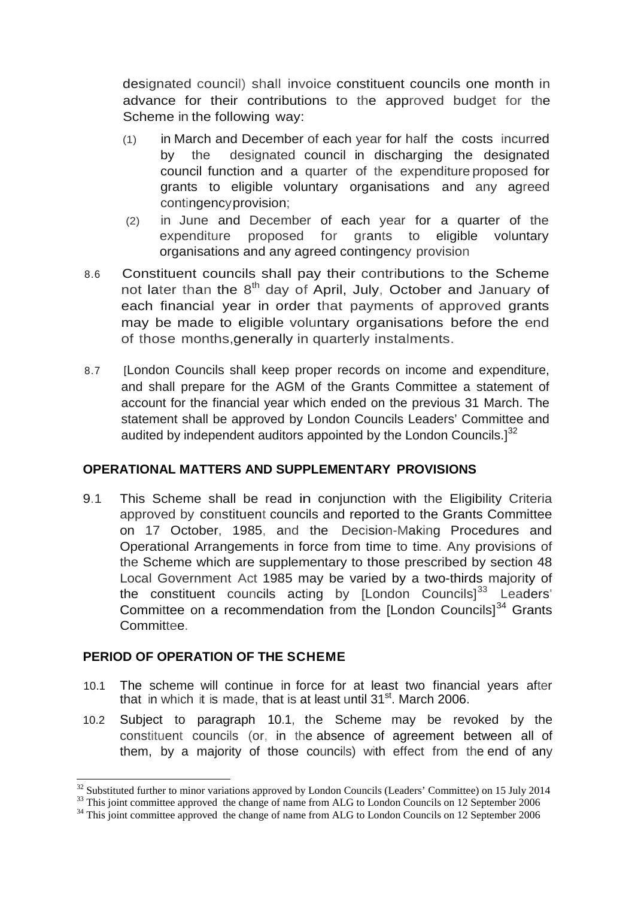designated council) shall invoice constituent councils one month in advance for their contributions to the approved budget for the Scheme in the following way:

(1) in March and December of each year for half the costs incurred by the designated council in discharging the designated council function and a quarter of the expenditure proposed for grants to eligible voluntary organisations and any agreed contingency provision;

(2) in June and December of each year for a quarter of the expenditure proposed for grants to eligible voluntary organisations and any agreed contingency provision

8.6 Constituent councils shall pay their contributions to the Scheme not later than the 8th day of April, July, October and January of each financial year in order that payments of approved grants may be made to eligible voluntary organisations before the end of those months, generally in quarterly instalments.

8.7 [London Councils shall keep proper records on income and expenditure, and shall prepare for the AGM of the Grants Committee a statement of account for the financial year which ended on the previous 31 March. The statement shall be approved by London Councils Leaders' Committee and audited by independent auditors appointed by the London Councils.][32]

## OPERATIONAL MATTERS AND SUPPLEMENTARY PROVISIONS

9.1 This Scheme shall be read in conjunction with the Eligibility Criteria approved by constituent councils and reported to the Grants Committee on 17 October, 1985, and the Decision-Making Procedures and Operational Arrangements in force from time to time. Any provisions of the Scheme which are supplementary to those prescribed by section 48 Local Government Act 1985 may be varied by a two-thirds majority of the constituent councils acting by [London Councils][33] Leaders' Committee on a recommendation from the [London Councils][34] Grants Committee.

## PERIOD OF OPERATION OF THE SCHEME

10.1 The scheme will continue in force for at least two financial years after that in which it is made, that is at least until 31st. March 2006.

10.2 Subject to paragraph 10.1, the Scheme may be revoked by the constituent councils (or, in the absence of agreement between all of them, by a majority of those councils) with effect from the end of any

---

[32] Substituted further to minor variations approved by London Councils (Leaders' Committee) on 15 July 2014

[33] This joint committee approved the change of name from ALG to London Councils on 12 September 2006

[34] This joint committee approved the change of name from ALG to London Councils on 12 September 2006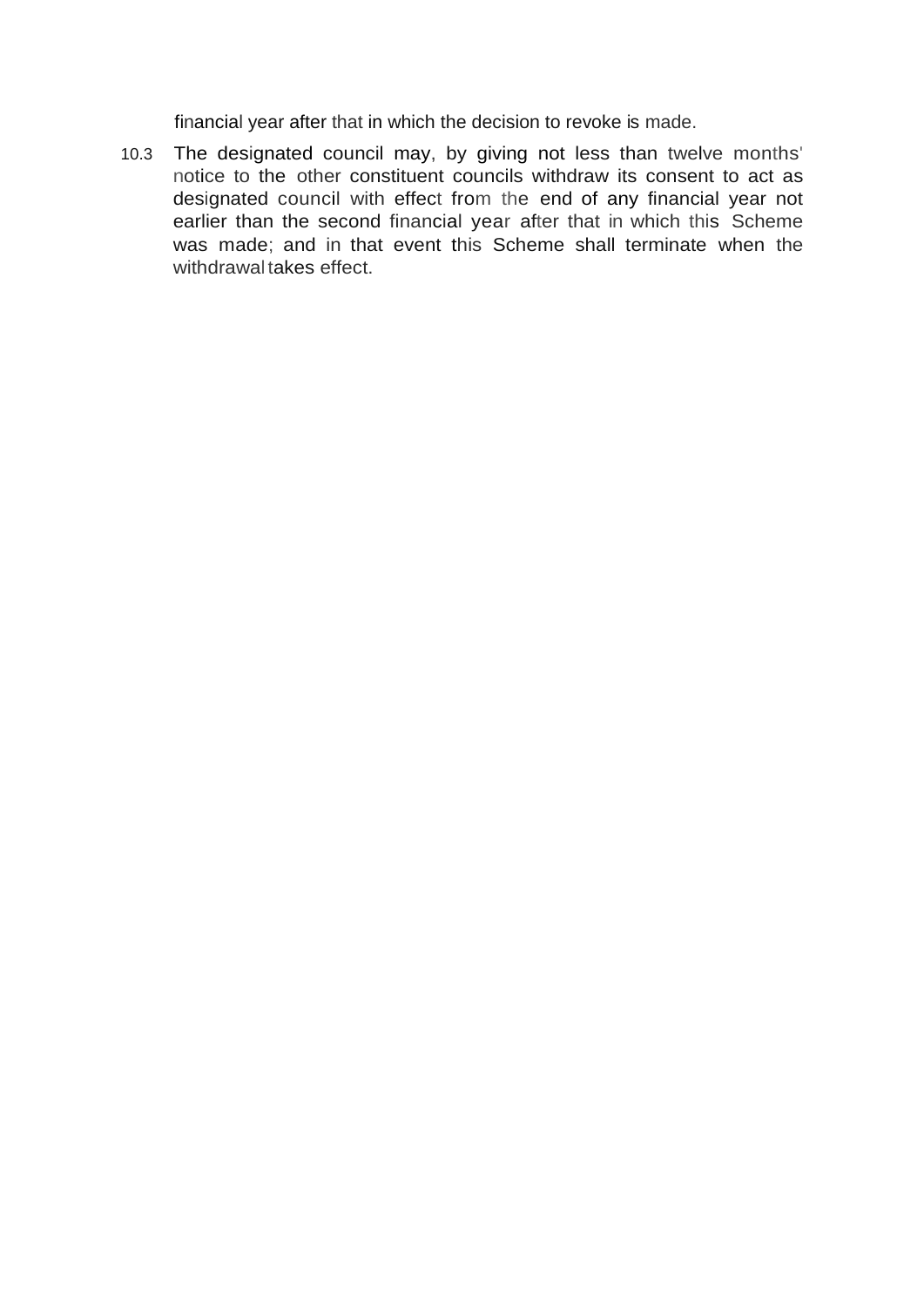financial year after that in which the decision to revoke is made.

10.3 The designated council may, by giving not less than twelve months' notice to the other constituent councils withdraw its consent to act as designated council with effect from the end of any financial year not earlier than the second financial year after that in which this Scheme was made; and in that event this Scheme shall terminate when the withdrawal takes effect.